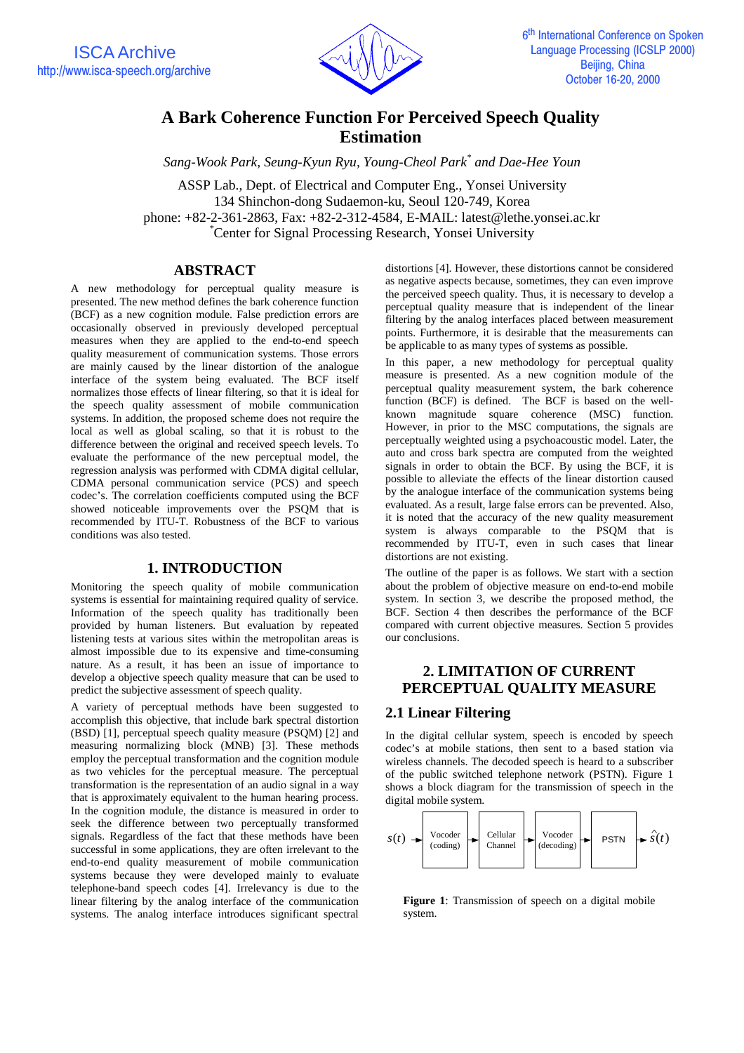# A Bark Coherence Function For Perceived Speech Quality Estimation

*Sang-Wook Park, Seung-Kyun Ryu, Young-Cheol Park[*] and Dae-Hee Youn*

ASSP Lab., Dept. of Electrical and Computer Eng., Yonsei University
134 Shinchon-dong Sudaemon-ku, Seoul 120-749, Korea
phone: +82-2-361-2863, Fax: +82-2-312-4584, E-MAIL: latest@lethe.yonsei.ac.kr
[*]Center for Signal Processing Research, Yonsei University

## ABSTRACT

A new methodology for perceptual quality measure is presented. The new method defines the bark coherence function (BCF) as a new cognition module. False prediction errors are occasionally observed in previously developed perceptual measures when they are applied to the end-to-end speech quality measurement of communication systems. Those errors are mainly caused by the linear distortion of the analogue interface of the system being evaluated. The BCF itself normalizes those effects of linear filtering, so that it is ideal for the speech quality assessment of mobile communication systems. In addition, the proposed scheme does not require the local as well as global scaling, so that it is robust to the difference between the original and received speech levels. To evaluate the performance of the new perceptual model, the regression analysis was performed with CDMA digital cellular, CDMA personal communication service (PCS) and speech codec's. The correlation coefficients computed using the BCF showed noticeable improvements over the PSQM that is recommended by ITU-T. Robustness of the BCF to various conditions was also tested.

## 1. INTRODUCTION

Monitoring the speech quality of mobile communication systems is essential for maintaining required quality of service. Information of the speech quality has traditionally been provided by human listeners. But evaluation by repeated listening tests at various sites within the metropolitan areas is almost impossible due to its expensive and time-consuming nature. As a result, it has been an issue of importance to develop a objective speech quality measure that can be used to predict the subjective assessment of speech quality.

A variety of perceptual methods have been suggested to accomplish this objective, that include bark spectral distortion (BSD) [1], perceptual speech quality measure (PSQM) [2] and measuring normalizing block (MNB) [3]. These methods employ the perceptual transformation and the cognition module as two vehicles for the perceptual measure. The perceptual transformation is the representation of an audio signal in a way that is approximately equivalent to the human hearing process. In the cognition module, the distance is measured in order to seek the difference between two perceptually transformed signals. Regardless of the fact that these methods have been successful in some applications, they are often irrelevant to the end-to-end quality measurement of mobile communication systems because they were developed mainly to evaluate telephone-band speech codes [4]. Irrelevancy is due to the linear filtering by the analog interface of the communication systems. The analog interface introduces significant spectral distortions [4]. However, these distortions cannot be considered as negative aspects because, sometimes, they can even improve the perceived speech quality. Thus, it is necessary to develop a perceptual quality measure that is independent of the linear filtering by the analog interfaces placed between measurement points. Furthermore, it is desirable that the measurements can be applicable to as many types of systems as possible.

In this paper, a new methodology for perceptual quality measure is presented. As a new cognition module of the perceptual quality measurement system, the bark coherence function (BCF) is defined. The BCF is based on the well-known magnitude square coherence (MSC) function. However, in prior to the MSC computations, the signals are perceptually weighted using a psychoacoustic model. Later, the auto and cross bark spectra are computed from the weighted signals in order to obtain the BCF. By using the BCF, it is possible to alleviate the effects of the linear distortion caused by the analogue interface of the communication systems being evaluated. As a result, large false errors can be prevented. Also, it is noted that the accuracy of the new quality measurement system is always comparable to the PSQM that is recommended by ITU-T, even in such cases that linear distortions are not existing.

The outline of the paper is as follows. We start with a section about the problem of objective measure on end-to-end mobile system. In section 3, we describe the proposed method, the BCF. Section 4 then describes the performance of the BCF compared with current objective measures. Section 5 provides our conclusions.

## 2. LIMITATION OF CURRENT PERCEPTUAL QUALITY MEASURE

### 2.1 Linear Filtering

In the digital cellular system, speech is encoded by speech codec's at mobile stations, then sent to a based station via wireless channels. The decoded speech is heard to a subscriber of the public switched telephone network (PSTN). Figure 1 shows a block diagram for the transmission of speech in the digital mobile system.

$s(t)$ → Vocoder (coding) → Cellular Channel → Vocoder (decoding) → PSTN → $\hat{s}(t)$

**Figure 1**: Transmission of speech on a digital mobile system.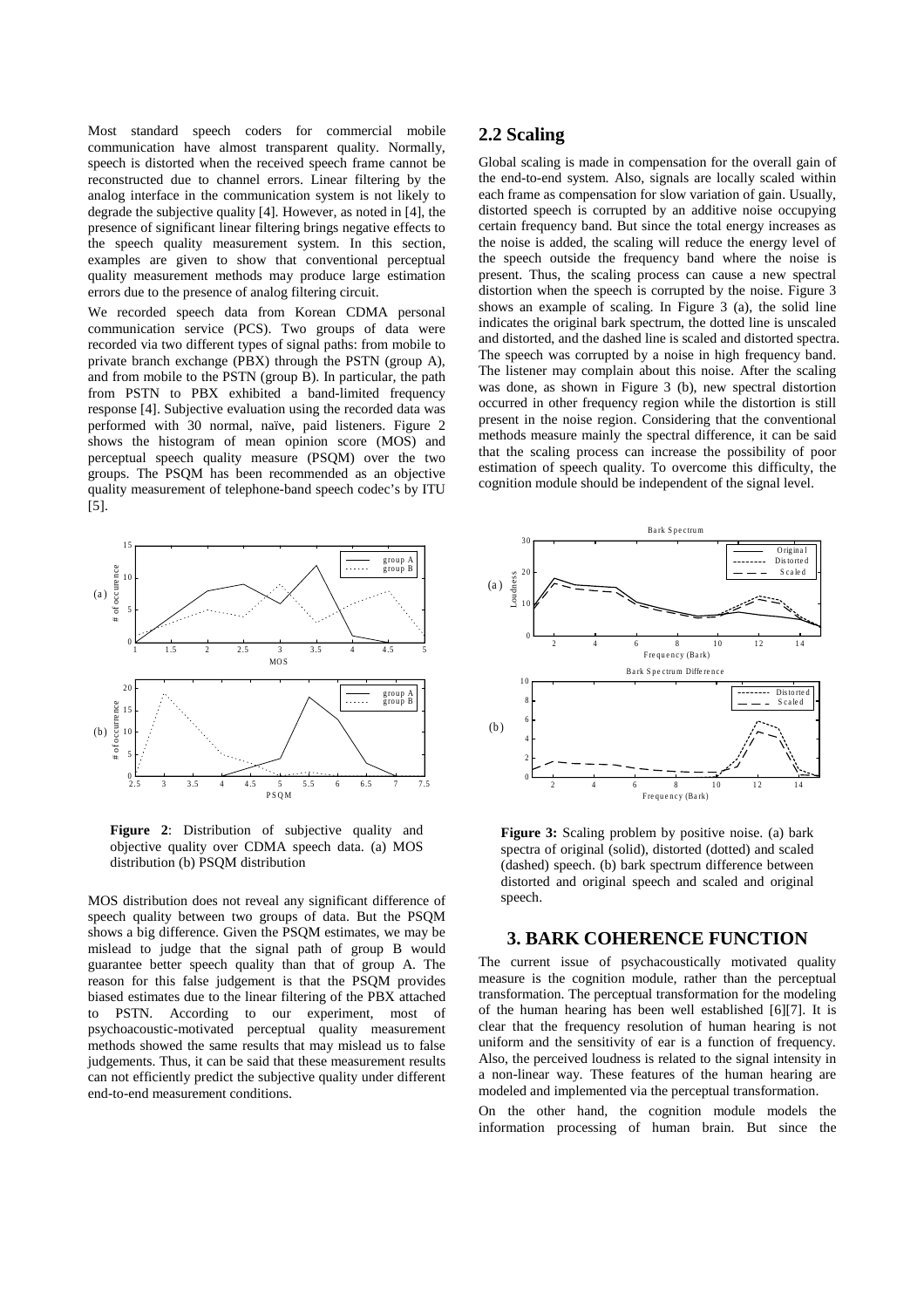Most standard speech coders for commercial mobile communication have almost transparent quality. Normally, speech is distorted when the received speech frame cannot be reconstructed due to channel errors. Linear filtering by the analog interface in the communication system is not likely to degrade the subjective quality [4]. However, as noted in [4], the presence of significant linear filtering brings negative effects to the speech quality measurement system. In this section, examples are given to show that conventional perceptual quality measurement methods may produce large estimation errors due to the presence of analog filtering circuit.

We recorded speech data from Korean CDMA personal communication service (PCS). Two groups of data were recorded via two different types of signal paths: from mobile to private branch exchange (PBX) through the PSTN (group A), and from mobile to the PSTN (group B). In particular, the path from PSTN to PBX exhibited a band-limited frequency response [4]. Subjective evaluation using the recorded data was performed with 30 normal, naïve, paid listeners. Figure 2 shows the histogram of mean opinion score (MOS) and perceptual speech quality measure (PSQM) over the two groups. The PSQM has been recommended as an objective quality measurement of telephone-band speech codec's by ITU [5].

**Figure 2**: Distribution of subjective quality and objective quality over CDMA speech data. (a) MOS distribution (b) PSQM distribution

MOS distribution does not reveal any significant difference of speech quality between two groups of data. But the PSQM shows a big difference. Given the PSQM estimates, we may be mislead to judge that the signal path of group B would guarantee better speech quality than that of group A. The reason for this false judgement is that the PSQM provides biased estimates due to the linear filtering of the PBX attached to PSTN. According to our experiment, most of psychoacoustic-motivated perceptual quality measurement methods showed the same results that may mislead us to false judgements. Thus, it can be said that these measurement results can not efficiently predict the subjective quality under different end-to-end measurement conditions.

## 2.2 Scaling

Global scaling is made in compensation for the overall gain of the end-to-end system. Also, signals are locally scaled within each frame as compensation for slow variation of gain. Usually, distorted speech is corrupted by an additive noise occupying certain frequency band. But since the total energy increases as the noise is added, the scaling will reduce the energy level of the speech outside the frequency band where the noise is present. Thus, the scaling process can cause a new spectral distortion when the speech is corrupted by the noise. Figure 3 shows an example of scaling. In Figure 3 (a), the solid line indicates the original bark spectrum, the dotted line is unscaled and distorted, and the dashed line is scaled and distorted spectra. The speech was corrupted by a noise in high frequency band. The listener may complain about this noise. After the scaling was done, as shown in Figure 3 (b), new spectral distortion occurred in other frequency region while the distortion is still present in the noise region. Considering that the conventional methods measure mainly the spectral difference, it can be said that the scaling process can increase the possibility of poor estimation of speech quality. To overcome this difficulty, the cognition module should be independent of the signal level.

**Figure 3:** Scaling problem by positive noise. (a) bark spectra of original (solid), distorted (dotted) and scaled (dashed) speech. (b) bark spectrum difference between distorted and original speech and scaled and original speech.

# 3. BARK COHERENCE FUNCTION

The current issue of psychacoustically motivated quality measure is the cognition module, rather than the perceptual transformation. The perceptual transformation for the modeling of the human hearing has been well established [6][7]. It is clear that the frequency resolution of human hearing is not uniform and the sensitivity of ear is a function of frequency. Also, the perceived loudness is related to the signal intensity in a non-linear way. These features of the human hearing are modeled and implemented via the perceptual transformation.

On the other hand, the cognition module models the information processing of human brain. But since the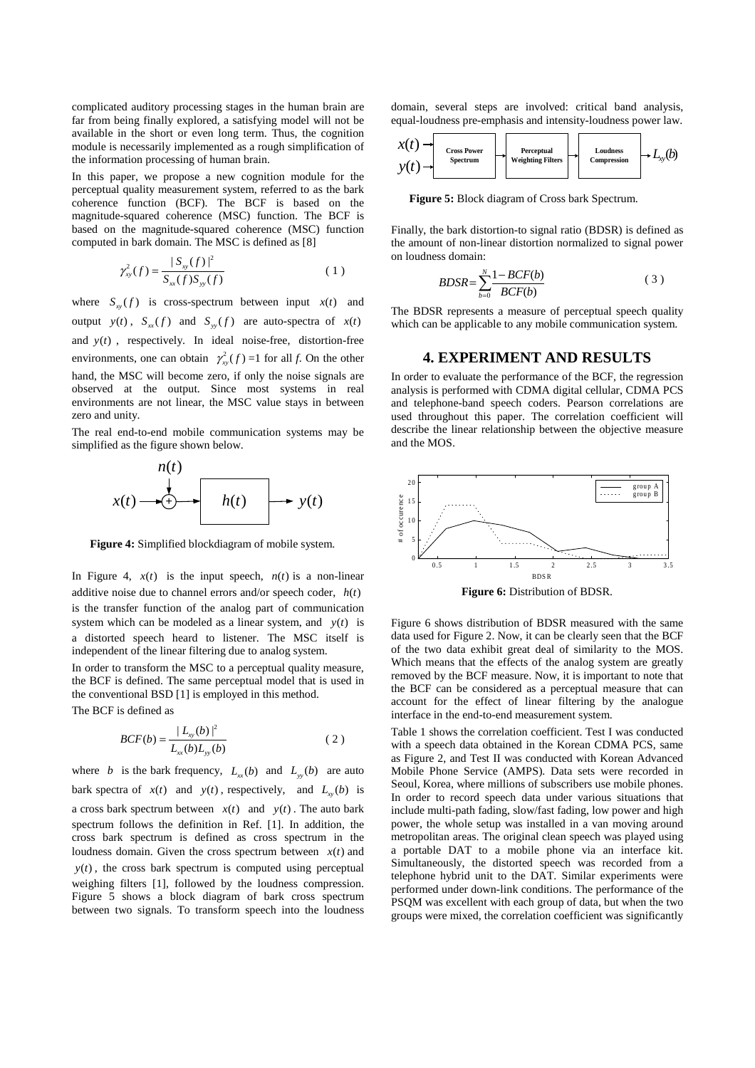complicated auditory processing stages in the human brain are far from being finally explored, a satisfying model will not be available in the short or even long term. Thus, the cognition module is necessarily implemented as a rough simplification of the information processing of human brain.

In this paper, we propose a new cognition module for the perceptual quality measurement system, referred to as the bark coherence function (BCF). The BCF is based on the magnitude-squared coherence (MSC) function. The BCF is based on the magnitude-squared coherence (MSC) function computed in bark domain. The MSC is defined as [8]

$$\gamma_{xy}^2(f) = \frac{|S_{xy}(f)|^2}{S_{xx}(f)S_{yy}(f)} \qquad (1)$$

where $S_{xy}(f)$ is cross-spectrum between input $x(t)$ and output $y(t)$, $S_{xx}(f)$ and $S_{yy}(f)$ are auto-spectra of $x(t)$ and $y(t)$, respectively. In ideal noise-free, distortion-free environments, one can obtain $\gamma_{xy}^2(f)=1$ for all $f$. On the other hand, the MSC will become zero, if only the noise signals are observed at the output. Since most systems in real environments are not linear, the MSC value stays in between zero and unity.

The real end-to-end mobile communication systems may be simplified as the figure shown below.

**Figure 4:** Simplified blockdiagram of mobile system.

In Figure 4, $x(t)$ is the input speech, $n(t)$ is a non-linear additive noise due to channel errors and/or speech coder, $h(t)$ is the transfer function of the analog part of communication system which can be modeled as a linear system, and $y(t)$ is a distorted speech heard to listener. The MSC itself is independent of the linear filtering due to analog system.

In order to transform the MSC to a perceptual quality measure, the BCF is defined. The same perceptual model that is used in the conventional BSD [1] is employed in this method.

The BCF is defined as

$$BCF(b) = \frac{|L_{xy}(b)|^2}{L_{xx}(b)L_{yy}(b)} \qquad (2)$$

where $b$ is the bark frequency, $L_{xx}(b)$ and $L_{yy}(b)$ are auto bark spectra of $x(t)$ and $y(t)$, respectively, and $L_{xy}(b)$ is a cross bark spectrum between $x(t)$ and $y(t)$. The auto bark spectrum follows the definition in Ref. [1]. In addition, the cross bark spectrum is defined as cross spectrum in the loudness domain. Given the cross spectrum between $x(t)$ and $y(t)$, the cross bark spectrum is computed using perceptual weighing filters [1], followed by the loudness compression. Figure 5 shows a block diagram of bark cross spectrum between two signals. To transform speech into the loudness domain, several steps are involved: critical band analysis, equal-loudness pre-emphasis and intensity-loudness power law.

**Figure 5:** Block diagram of Cross bark Spectrum.

Finally, the bark distortion-to signal ratio (BDSR) is defined as the amount of non-linear distortion normalized to signal power on loudness domain:

$$BDSR = \sum_{b=0}^{N} \frac{1 - BCF(b)}{BCF(b)} \qquad (3)$$

The BDSR represents a measure of perceptual speech quality which can be applicable to any mobile communication system.

## 4. EXPERIMENT AND RESULTS

In order to evaluate the performance of the BCF, the regression analysis is performed with CDMA digital cellular, CDMA PCS and telephone-band speech coders. Pearson correlations are used throughout this paper. The correlation coefficient will describe the linear relationship between the objective measure and the MOS.

**Figure 6:** Distribution of BDSR.

Figure 6 shows distribution of BDSR measured with the same data used for Figure 2. Now, it can be clearly seen that the BCF of the two data exhibit great deal of similarity to the MOS. Which means that the effects of the analog system are greatly removed by the BCF measure. Now, it is important to note that the BCF can be considered as a perceptual measure that can account for the effect of linear filtering by the analogue interface in the end-to-end measurement system.

Table 1 shows the correlation coefficient. Test I was conducted with a speech data obtained in the Korean CDMA PCS, same as Figure 2, and Test II was conducted with Korean Advanced Mobile Phone Service (AMPS). Data sets were recorded in Seoul, Korea, where millions of subscribers use mobile phones. In order to record speech data under various situations that include multi-path fading, slow/fast fading, low power and high power, the whole setup was installed in a van moving around metropolitan areas. The original clean speech was played using a portable DAT to a mobile phone via an interface kit. Simultaneously, the distorted speech was recorded from a telephone hybrid unit to the DAT. Similar experiments were performed under down-link conditions. The performance of the PSQM was excellent with each group of data, but when the two groups were mixed, the correlation coefficient was significantly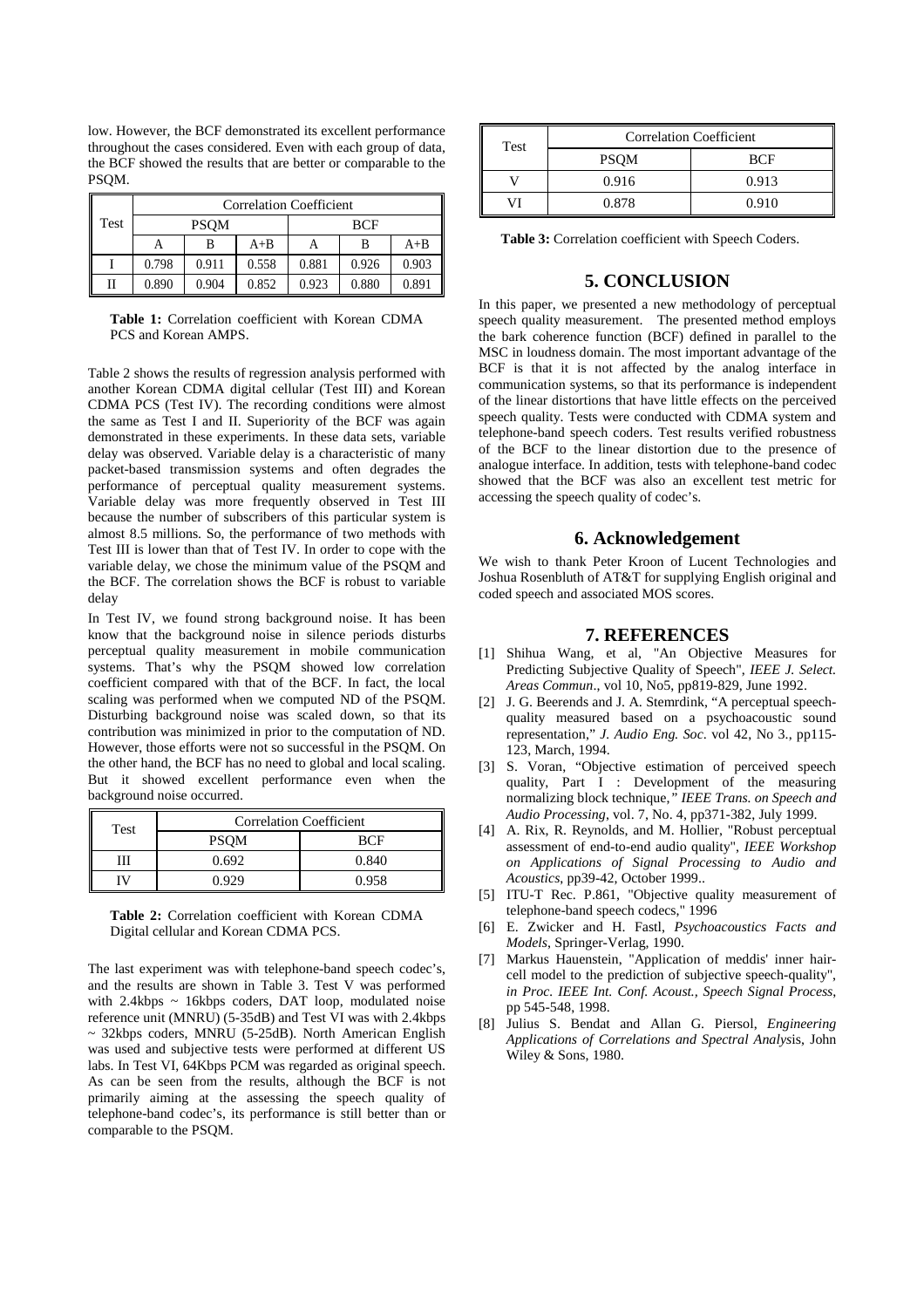low. However, the BCF demonstrated its excellent performance throughout the cases considered. Even with each group of data, the BCF showed the results that are better or comparable to the PSQM.

| Test | Correlation Coefficient | | | | | |
|---|---|---|---|---|---|---|
| | PSQM | | | BCF | | |
| | A | B | A+B | A | B | A+B |
| I | 0.798 | 0.911 | 0.558 | 0.881 | 0.926 | 0.903 |
| II | 0.890 | 0.904 | 0.852 | 0.923 | 0.880 | 0.891 |

**Table 1:** Correlation coefficient with Korean CDMA PCS and Korean AMPS.

Table 2 shows the results of regression analysis performed with another Korean CDMA digital cellular (Test III) and Korean CDMA PCS (Test IV). The recording conditions were almost the same as Test I and II. Superiority of the BCF was again demonstrated in these experiments. In these data sets, variable delay was observed. Variable delay is a characteristic of many packet-based transmission systems and often degrades the performance of perceptual quality measurement systems. Variable delay was more frequently observed in Test III because the number of subscribers of this particular system is almost 8.5 millions. So, the performance of two methods with Test III is lower than that of Test IV. In order to cope with the variable delay, we chose the minimum value of the PSQM and the BCF. The correlation shows the BCF is robust to variable delay

In Test IV, we found strong background noise. It has been know that the background noise in silence periods disturbs perceptual quality measurement in mobile communication systems. That's why the PSQM showed low correlation coefficient compared with that of the BCF. In fact, the local scaling was performed when we computed ND of the PSQM. Disturbing background noise was scaled down, so that its contribution was minimized in prior to the computation of ND. However, those efforts were not so successful in the PSQM. On the other hand, the BCF has no need to global and local scaling. But it showed excellent performance even when the background noise occurred.

| Test | Correlation Coefficient | |
|---|---|---|
| | PSQM | BCF |
| III | 0.692 | 0.840 |
| IV | 0.929 | 0.958 |

**Table 2:** Correlation coefficient with Korean CDMA Digital cellular and Korean CDMA PCS.

The last experiment was with telephone-band speech codec's, and the results are shown in Table 3. Test V was performed with 2.4kbps ~ 16kbps coders, DAT loop, modulated noise reference unit (MNRU) (5-35dB) and Test VI was with 2.4kbps ~ 32kbps coders, MNRU (5-25dB). North American English was used and subjective tests were performed at different US labs. In Test VI, 64Kbps PCM was regarded as original speech. As can be seen from the results, although the BCF is not primarily aiming at the assessing the speech quality of telephone-band codec's, its performance is still better than or comparable to the PSQM.

| Test | Correlation Coefficient | |
|---|---|---|
| | PSQM | BCF |
| V | 0.916 | 0.913 |
| VI | 0.878 | 0.910 |

**Table 3:** Correlation coefficient with Speech Coders.

## 5. CONCLUSION

In this paper, we presented a new methodology of perceptual speech quality measurement. The presented method employs the bark coherence function (BCF) defined in parallel to the MSC in loudness domain. The most important advantage of the BCF is that it is not affected by the analog interface in communication systems, so that its performance is independent of the linear distortions that have little effects on the perceived speech quality. Tests were conducted with CDMA system and telephone-band speech coders. Test results verified robustness of the BCF to the linear distortion due to the presence of analogue interface. In addition, tests with telephone-band codec showed that the BCF was also an excellent test metric for accessing the speech quality of codec's.

## 6. Acknowledgement

We wish to thank Peter Kroon of Lucent Technologies and Joshua Rosenbluth of AT&T for supplying English original and coded speech and associated MOS scores.

## 7. REFERENCES

[1] Shihua Wang, et al, "An Objective Measures for Predicting Subjective Quality of Speech", *IEEE J. Select. Areas Commun*., vol 10, No5, pp819-829, June 1992.

[2] J. G. Beerends and J. A. Stemrdink, "A perceptual speech-quality measured based on a psychoacoustic sound representation," *J. Audio Eng. Soc*. vol 42, No 3., pp115-123, March, 1994.

[3] S. Voran, "Objective estimation of perceived speech quality, Part I : Development of the measuring normalizing block technique," *IEEE Trans. on Speech and Audio Processing*, vol. 7, No. 4, pp371-382, July 1999.

[4] A. Rix, R. Reynolds, and M. Hollier, "Robust perceptual assessment of end-to-end audio quality", *IEEE Workshop on Applications of Signal Processing to Audio and Acoustics*, pp39-42, October 1999..

[5] ITU-T Rec. P.861, "Objective quality measurement of telephone-band speech codecs," 1996

[6] E. Zwicker and H. Fastl, *Psychoacoustics Facts and Models*, Springer-Verlag, 1990.

[7] Markus Hauenstein, "Application of meddis' inner hair-cell model to the prediction of subjective speech-quality", *in Proc. IEEE Int. Conf. Acoust., Speech Signal Process*, pp 545-548, 1998.

[8] Julius S. Bendat and Allan G. Piersol, *Engineering Applications of Correlations and Spectral Analys*is, John Wiley & Sons, 1980.